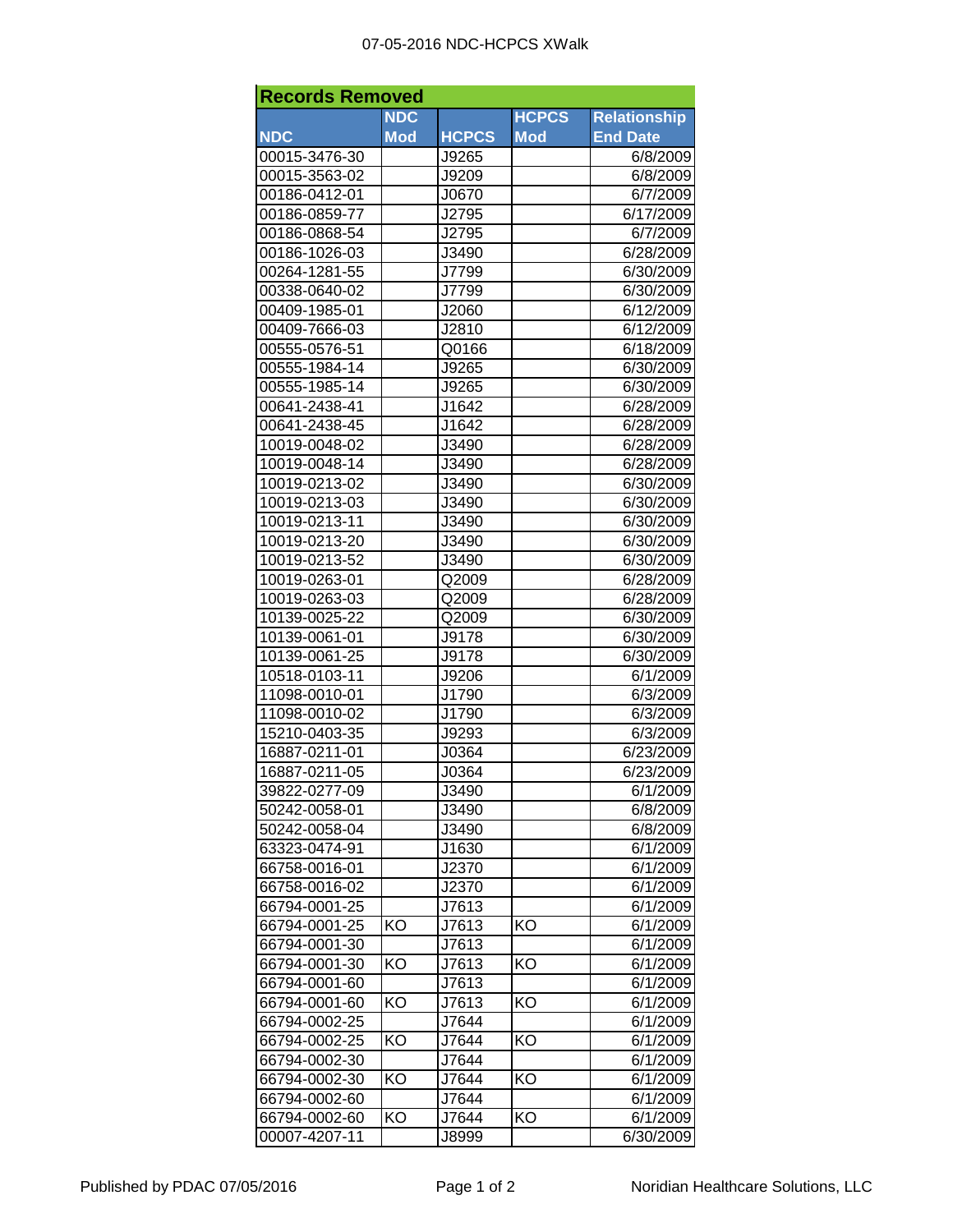# 07-05-2016 NDC-HCPCS XWalk

| Records Removed | | | | |
|---|---|---|---|---|
| NDC | NDC Mod | HCPCS | HCPCS Mod | Relationship End Date |
| 00015-3476-30 | | J9265 | | 6/8/2009 |
| 00015-3563-02 | | J9209 | | 6/8/2009 |
| 00186-0412-01 | | J0670 | | 6/7/2009 |
| 00186-0859-77 | | J2795 | | 6/17/2009 |
| 00186-0868-54 | | J2795 | | 6/7/2009 |
| 00186-1026-03 | | J3490 | | 6/28/2009 |
| 00264-1281-55 | | J7799 | | 6/30/2009 |
| 00338-0640-02 | | J7799 | | 6/30/2009 |
| 00409-1985-01 | | J2060 | | 6/12/2009 |
| 00409-7666-03 | | J2810 | | 6/12/2009 |
| 00555-0576-51 | | Q0166 | | 6/18/2009 |
| 00555-1984-14 | | J9265 | | 6/30/2009 |
| 00555-1985-14 | | J9265 | | 6/30/2009 |
| 00641-2438-41 | | J1642 | | 6/28/2009 |
| 00641-2438-45 | | J1642 | | 6/28/2009 |
| 10019-0048-02 | | J3490 | | 6/28/2009 |
| 10019-0048-14 | | J3490 | | 6/28/2009 |
| 10019-0213-02 | | J3490 | | 6/30/2009 |
| 10019-0213-03 | | J3490 | | 6/30/2009 |
| 10019-0213-11 | | J3490 | | 6/30/2009 |
| 10019-0213-20 | | J3490 | | 6/30/2009 |
| 10019-0213-52 | | J3490 | | 6/30/2009 |
| 10019-0263-01 | | Q2009 | | 6/28/2009 |
| 10019-0263-03 | | Q2009 | | 6/28/2009 |
| 10139-0025-22 | | Q2009 | | 6/30/2009 |
| 10139-0061-01 | | J9178 | | 6/30/2009 |
| 10139-0061-25 | | J9178 | | 6/30/2009 |
| 10518-0103-11 | | J9206 | | 6/1/2009 |
| 11098-0010-01 | | J1790 | | 6/3/2009 |
| 11098-0010-02 | | J1790 | | 6/3/2009 |
| 15210-0403-35 | | J9293 | | 6/3/2009 |
| 16887-0211-01 | | J0364 | | 6/23/2009 |
| 16887-0211-05 | | J0364 | | 6/23/2009 |
| 39822-0277-09 | | J3490 | | 6/1/2009 |
| 50242-0058-01 | | J3490 | | 6/8/2009 |
| 50242-0058-04 | | J3490 | | 6/8/2009 |
| 63323-0474-91 | | J1630 | | 6/1/2009 |
| 66758-0016-01 | | J2370 | | 6/1/2009 |
| 66758-0016-02 | | J2370 | | 6/1/2009 |
| 66794-0001-25 | | J7613 | | 6/1/2009 |
| 66794-0001-25 | KO | J7613 | KO | 6/1/2009 |
| 66794-0001-30 | | J7613 | | 6/1/2009 |
| 66794-0001-30 | KO | J7613 | KO | 6/1/2009 |
| 66794-0001-60 | | J7613 | | 6/1/2009 |
| 66794-0001-60 | KO | J7613 | KO | 6/1/2009 |
| 66794-0002-25 | | J7644 | | 6/1/2009 |
| 66794-0002-25 | KO | J7644 | KO | 6/1/2009 |
| 66794-0002-30 | | J7644 | | 6/1/2009 |
| 66794-0002-30 | KO | J7644 | KO | 6/1/2009 |
| 66794-0002-60 | | J7644 | | 6/1/2009 |
| 66794-0002-60 | KO | J7644 | KO | 6/1/2009 |
| 00007-4207-11 | | J8999 | | 6/30/2009 |

Published by PDAC 07/05/2016 — Noridian Healthcare Solutions, LLC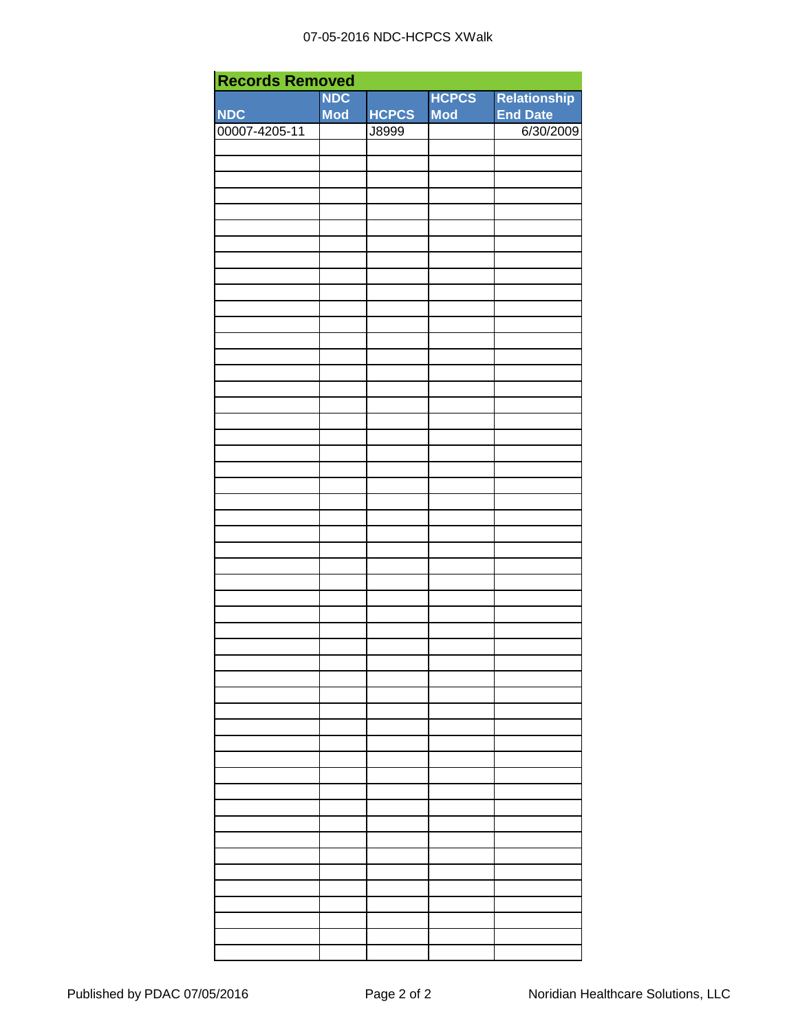## Records Removed

| NDC | NDC Mod | HCPCS | HCPCS Mod | Relationship End Date |
|---|---|---|---|---|
| 00007-4205-11 | | J8999 | | 6/30/2009 |